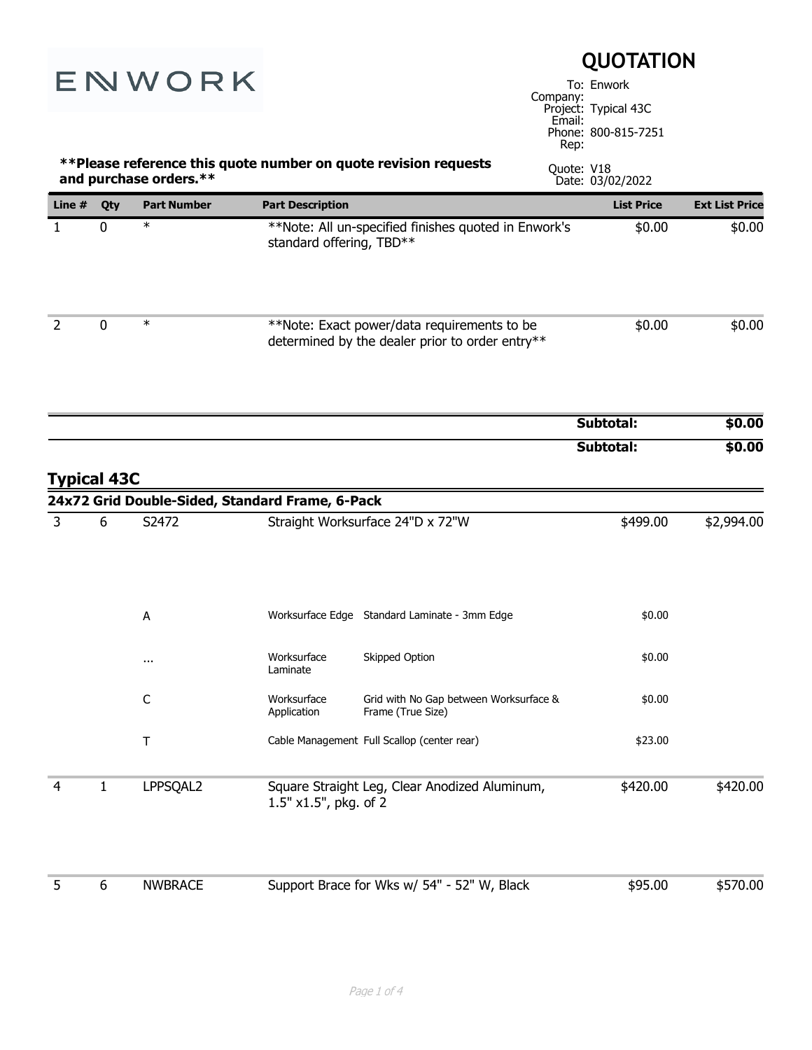**ENWORK**

# QUOTATION

To: Enwork
Company:
Project: Typical 43C
Email:
Phone: 800-815-7251
Rep:

**\*\*Please reference this quote number on quote revision requests and purchase orders.\*\***

Quote: V18
Date: 03/02/2022

| Line # | Qty | Part Number | Part Description | | List Price | Ext List Price |
|---|---|---|---|---|---|---|
| 1 | 0 | * | **Note: All un-specified finishes quoted in Enwork's standard offering, TBD** | | $0.00 | $0.00 |
| 2 | 0 | * | **Note: Exact power/data requirements to be determined by the dealer prior to order entry** | | $0.00 | $0.00 |
| | | | | **Subtotal:** | | **$0.00** |
| | | | | **Subtotal:** | | **$0.00** |

## Typical 43C

### 24x72 Grid Double-Sided, Standard Frame, 6-Pack

| Line # | Qty | Part Number | Part Description | | List Price | Ext List Price |
|---|---|---|---|---|---|---|
| 3 | 6 | S2472 | Straight Worksurface 24"D x 72"W | | $499.00 | $2,994.00 |
| | | A | Worksurface Edge | Standard Laminate - 3mm Edge | $0.00 | |
| | | ... | Worksurface Laminate | Skipped Option | $0.00 | |
| | | C | Worksurface Application | Grid with No Gap between Worksurface & Frame (True Size) | $0.00 | |
| | | T | Cable Management | Full Scallop (center rear) | $23.00 | |
| 4 | 1 | LPPSQAL2 | Square Straight Leg, Clear Anodized Aluminum, 1.5" x1.5", pkg. of 2 | | $420.00 | $420.00 |
| 5 | 6 | NWBRACE | Support Brace for Wks w/ 54" - 52" W, Black | | $95.00 | $570.00 |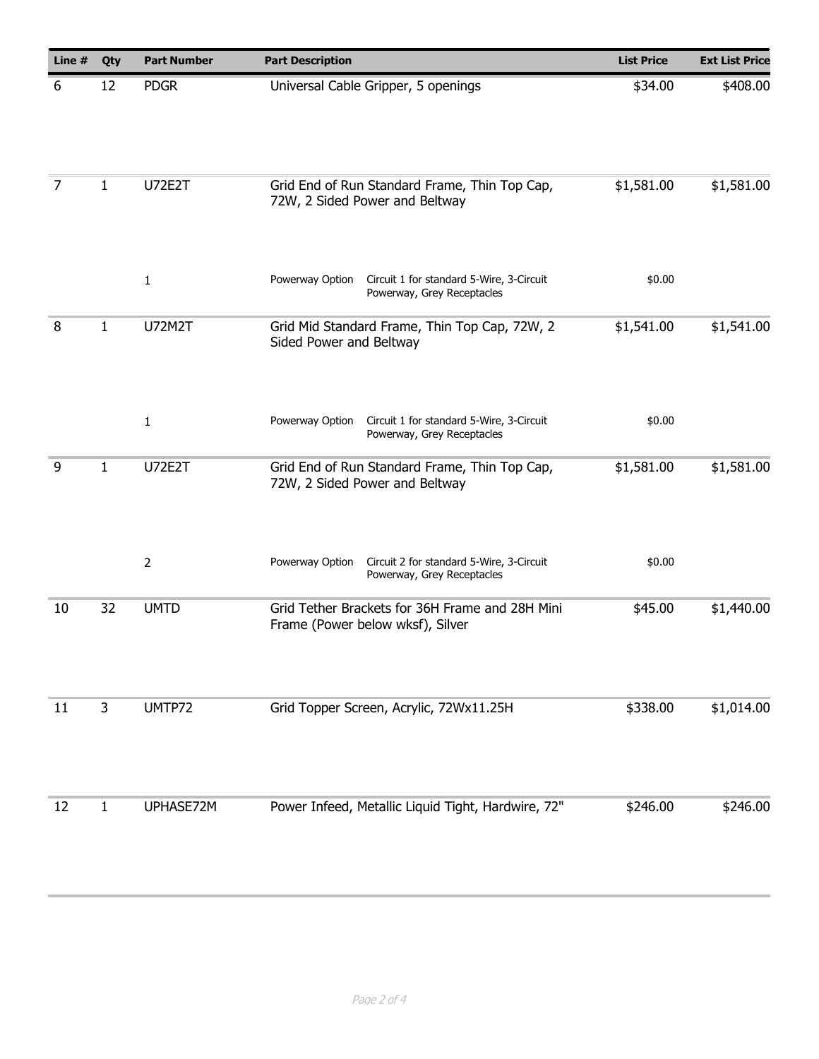| Line # | Qty | Part Number | Part Description | List Price | Ext List Price |
|---|---|---|---|---|---|
| 6 | 12 | PDGR | Universal Cable Gripper, 5 openings | $34.00 | $408.00 |
| 7 | 1 | U72E2T | Grid End of Run Standard Frame, Thin Top Cap, 72W, 2 Sided Power and Beltway | $1,581.00 | $1,581.00 |
| | | 1 | Powerway Option Circuit 1 for standard 5-Wire, 3-Circuit Powerway, Grey Receptacles | $0.00 | |
| 8 | 1 | U72M2T | Grid Mid Standard Frame, Thin Top Cap, 72W, 2 Sided Power and Beltway | $1,541.00 | $1,541.00 |
| | | 1 | Powerway Option Circuit 1 for standard 5-Wire, 3-Circuit Powerway, Grey Receptacles | $0.00 | |
| 9 | 1 | U72E2T | Grid End of Run Standard Frame, Thin Top Cap, 72W, 2 Sided Power and Beltway | $1,581.00 | $1,581.00 |
| | | 2 | Powerway Option Circuit 2 for standard 5-Wire, 3-Circuit Powerway, Grey Receptacles | $0.00 | |
| 10 | 32 | UMTD | Grid Tether Brackets for 36H Frame and 28H Mini Frame (Power below wksf), Silver | $45.00 | $1,440.00 |
| 11 | 3 | UMTP72 | Grid Topper Screen, Acrylic, 72Wx11.25H | $338.00 | $1,014.00 |
| 12 | 1 | UPHASE72M | Power Infeed, Metallic Liquid Tight, Hardwire, 72" | $246.00 | $246.00 |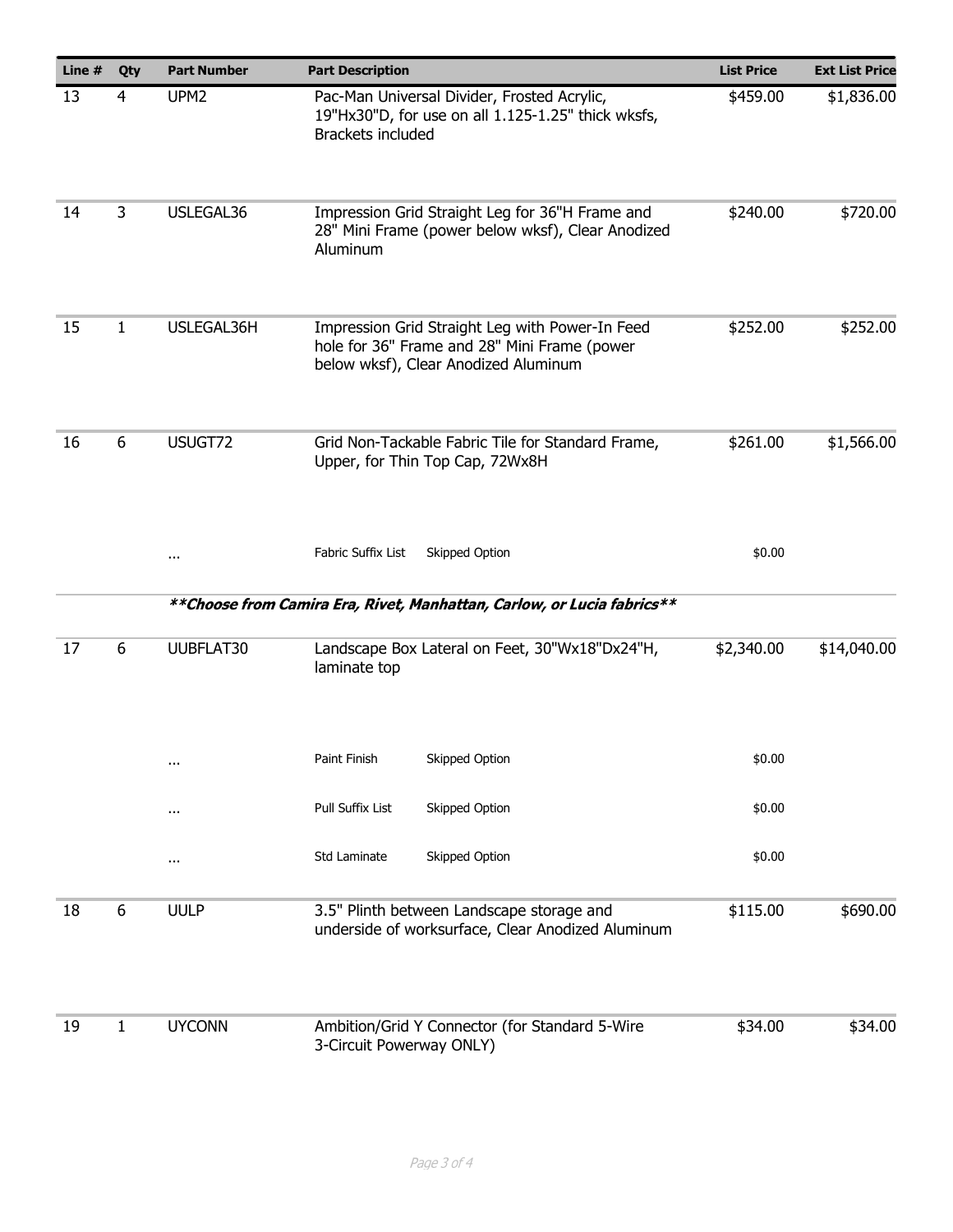| Line # | Qty | Part Number | Part Description | | List Price | Ext List Price |
|---|---|---|---|---|---|---|
| 13 | 4 | UPM2 | Pac-Man Universal Divider, Frosted Acrylic, 19"Hx30"D, for use on all 1.125-1.25" thick wksfs, Brackets included | | $459.00 | $1,836.00 |
| 14 | 3 | USLEGAL36 | Impression Grid Straight Leg for 36"H Frame and 28" Mini Frame (power below wksf), Clear Anodized Aluminum | | $240.00 | $720.00 |
| 15 | 1 | USLEGAL36H | Impression Grid Straight Leg with Power-In Feed hole for 36" Frame and 28" Mini Frame (power below wksf), Clear Anodized Aluminum | | $252.00 | $252.00 |
| 16 | 6 | USUGT72 | Grid Non-Tackable Fabric Tile for Standard Frame, Upper, for Thin Top Cap, 72Wx8H | | $261.00 | $1,566.00 |
| | | ... | Fabric Suffix List | Skipped Option | $0.00 | |
| | | | ***\*\*Choose from Camira Era, Rivet, Manhattan, Carlow, or Lucia fabrics\*\**** | | | |
| 17 | 6 | UUBFLAT30 | Landscape Box Lateral on Feet, 30"Wx18"Dx24"H, laminate top | | $2,340.00 | $14,040.00 |
| | | ... | Paint Finish | Skipped Option | $0.00 | |
| | | ... | Pull Suffix List | Skipped Option | $0.00 | |
| | | ... | Std Laminate | Skipped Option | $0.00 | |
| 18 | 6 | UULP | 3.5" Plinth between Landscape storage and underside of worksurface, Clear Anodized Aluminum | | $115.00 | $690.00 |
| 19 | 1 | UYCONN | Ambition/Grid Y Connector (for Standard 5-Wire 3-Circuit Powerway ONLY) | | $34.00 | $34.00 |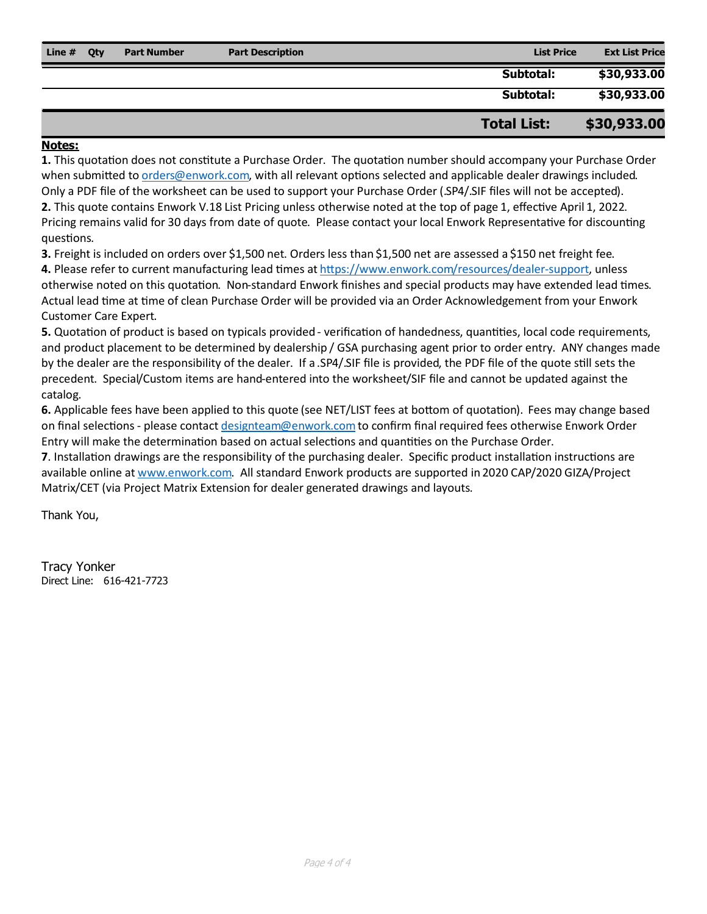| Line # | Qty | Part Number | Part Description | List Price | Ext List Price |
| --- | --- | --- | --- | --- | --- |
| | | | | **Subtotal:** | **$30,933.00** |
| | | | | **Subtotal:** | **$30,933.00** |
| | | | | **Total List:** | **$30,933.00** |

**Notes:**

**1.** This quotation does not constitute a Purchase Order. The quotation number should accompany your Purchase Order when submitted to orders@enwork.com, with all relevant options selected and applicable dealer drawings included. Only a PDF file of the worksheet can be used to support your Purchase Order (.SP4/.SIF files will not be accepted).

**2.** This quote contains Enwork V.18 List Pricing unless otherwise noted at the top of page 1, effective April 1, 2022. Pricing remains valid for 30 days from date of quote. Please contact your local Enwork Representative for discounting questions.

**3.** Freight is included on orders over $1,500 net. Orders less than $1,500 net are assessed a $150 net freight fee.

**4.** Please refer to current manufacturing lead times at https://www.enwork.com/resources/dealer-support, unless otherwise noted on this quotation. Non-standard Enwork finishes and special products may have extended lead times. Actual lead time at time of clean Purchase Order will be provided via an Order Acknowledgement from your Enwork Customer Care Expert.

**5.** Quotation of product is based on typicals provided - verification of handedness, quantities, local code requirements, and product placement to be determined by dealership / GSA purchasing agent prior to order entry. ANY changes made by the dealer are the responsibility of the dealer. If a .SP4/.SIF file is provided, the PDF file of the quote still sets the precedent. Special/Custom items are hand-entered into the worksheet/SIF file and cannot be updated against the catalog.

**6.** Applicable fees have been applied to this quote (see NET/LIST fees at bottom of quotation). Fees may change based on final selections - please contact designteam@enwork.com to confirm final required fees otherwise Enwork Order Entry will make the determination based on actual selections and quantities on the Purchase Order.

**7**. Installation drawings are the responsibility of the purchasing dealer. Specific product installation instructions are available online at www.enwork.com. All standard Enwork products are supported in 2020 CAP/2020 GIZA/Project Matrix/CET (via Project Matrix Extension for dealer generated drawings and layouts.

Thank You,

Tracy Yonker
Direct Line: 616-421-7723